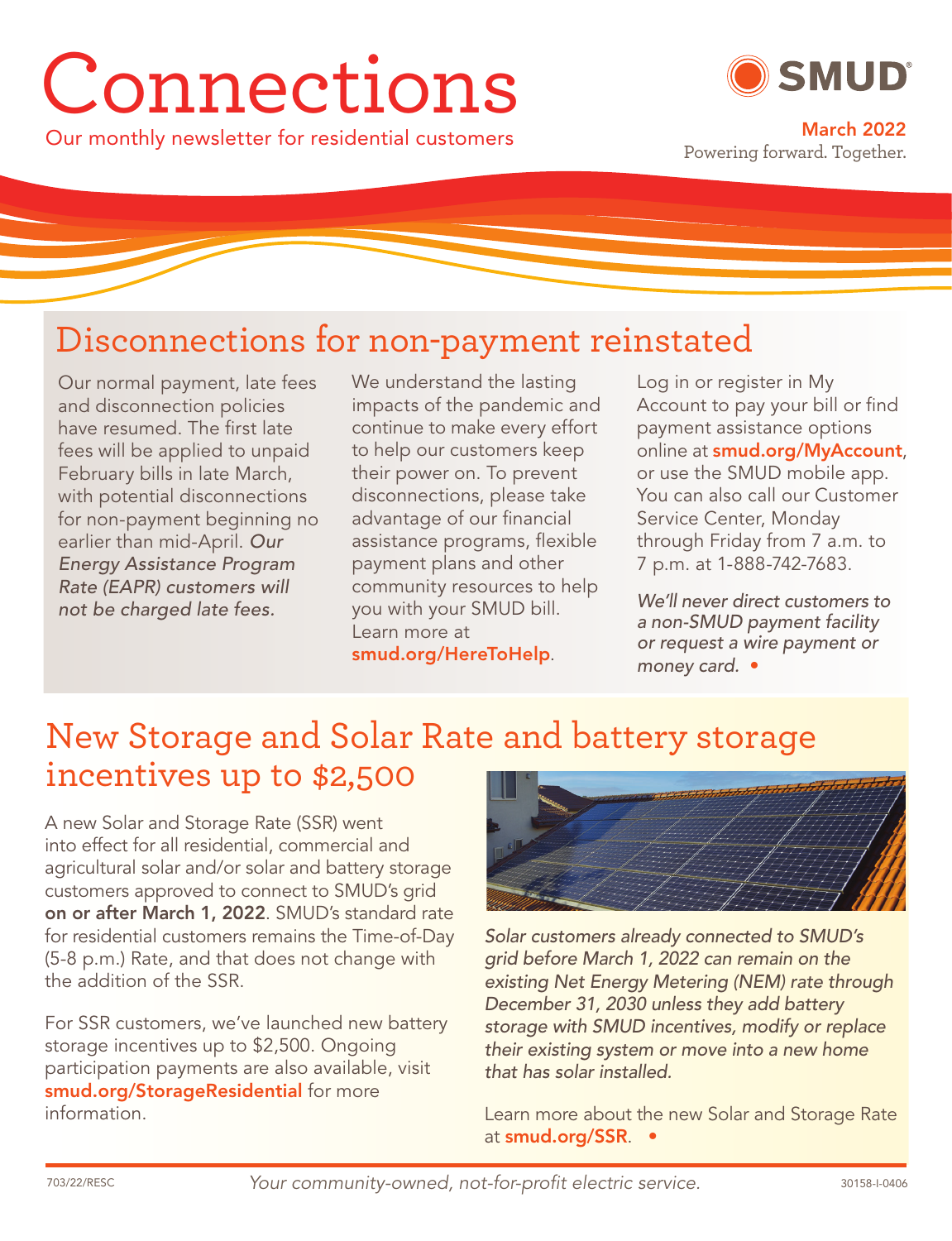# Connections

Our monthly newsletter for residential customers

SMUD

March 2022

Powering forward. Together.

## Disconnections for non-payment reinstated

Our normal payment, late fees and disconnection policies have resumed. The first late fees will be applied to unpaid February bills in late March, with potential disconnections for non-payment beginning no earlier than mid-April. *Our Energy Assistance Program Rate (EAPR) customers will not be charged late fees.*

We understand the lasting impacts of the pandemic and continue to make every effort to help our customers keep their power on. To prevent disconnections, please take advantage of our financial assistance programs, flexible payment plans and other community resources to help you with your SMUD bill. Learn more at **smud.org/HereToHelp**.

Log in or register in My Account to pay your bill or find payment assistance options online at **smud.org/MyAccount**, or use the SMUD mobile app. You can also call our Customer Service Center, Monday through Friday from 7 a.m. to 7 p.m. at 1-888-742-7683.

*We'll never direct customers to a non-SMUD payment facility or request a wire payment or money card.*

## New Storage and Solar Rate and battery storage incentives up to $2,500

A new Solar and Storage Rate (SSR) went into effect for all residential, commercial and agricultural solar and/or solar and battery storage customers approved to connect to SMUD's grid **on or after March 1, 2022**. SMUD's standard rate for residential customers remains the Time-of-Day (5-8 p.m.) Rate, and that does not change with the addition of the SSR.

For SSR customers, we've launched new battery storage incentives up to $2,500. Ongoing participation payments are also available, visit **smud.org/StorageResidential** for more information.

*Solar customers already connected to SMUD's grid before March 1, 2022 can remain on the existing Net Energy Metering (NEM) rate through December 31, 2030 unless they add battery storage with SMUD incentives, modify or replace their existing system or move into a new home that has solar installed.*

Learn more about the new Solar and Storage Rate at **smud.org/SSR**.

703/22/RESC

*Your community-owned, not-for-profit electric service.*

30158-I-0406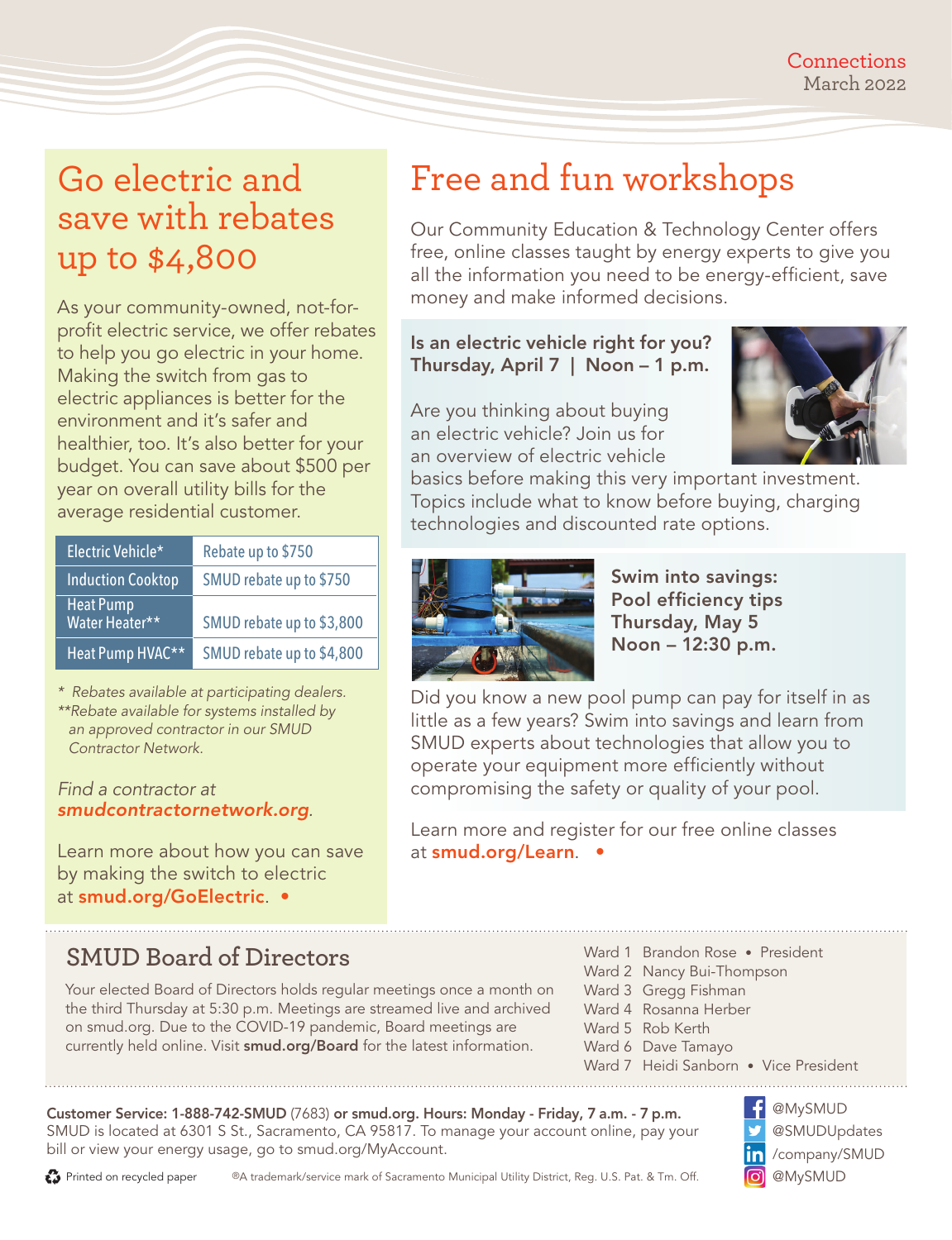## Go electric and save with rebates up to $4,800

As your community-owned, not-for-profit electric service, we offer rebates to help you go electric in your home. Making the switch from gas to electric appliances is better for the environment and it's safer and healthier, too. It's also better for your budget. You can save about $500 per year on overall utility bills for the average residential customer.

| | |
|---|---|
| Electric Vehicle* | Rebate up to $750 |
| Induction Cooktop | SMUD rebate up to $750 |
| Heat Pump Water Heater** | SMUD rebate up to $3,800 |
| Heat Pump HVAC** | SMUD rebate up to $4,800 |

*\* Rebates available at participating dealers.*
*\*\*Rebate available for systems installed by an approved contractor in our SMUD Contractor Network.*

*Find a contractor at **smudcontractornetwork.org**.*

Learn more about how you can save by making the switch to electric at **smud.org/GoElectric**. •

## Free and fun workshops

Our Community Education & Technology Center offers free, online classes taught by energy experts to give you all the information you need to be energy-efficient, save money and make informed decisions.

**Is an electric vehicle right for you?**
**Thursday, April 7 | Noon – 1 p.m.**

Are you thinking about buying an electric vehicle? Join us for an overview of electric vehicle basics before making this very important investment. Topics include what to know before buying, charging technologies and discounted rate options.

**Swim into savings: Pool efficiency tips**
**Thursday, May 5**
**Noon – 12:30 p.m.**

Did you know a new pool pump can pay for itself in as little as a few years? Swim into savings and learn from SMUD experts about technologies that allow you to operate your equipment more efficiently without compromising the safety or quality of your pool.

Learn more and register for our free online classes at **smud.org/Learn**. •

## SMUD Board of Directors

Your elected Board of Directors holds regular meetings once a month on the third Thursday at 5:30 p.m. Meetings are streamed live and archived on smud.org. Due to the COVID-19 pandemic, Board meetings are currently held online. Visit **smud.org/Board** for the latest information.

- Ward 1 Brandon Rose • President
- Ward 2 Nancy Bui-Thompson
- Ward 3 Gregg Fishman
- Ward 4 Rosanna Herber
- Ward 5 Rob Kerth
- Ward 6 Dave Tamayo
- Ward 7 Heidi Sanborn • Vice President

**Customer Service: 1-888-742-SMUD** (7683) **or smud.org. Hours: Monday - Friday, 7 a.m. - 7 p.m.**
SMUD is located at 6301 S St., Sacramento, CA 95817. To manage your account online, pay your bill or view your energy usage, go to smud.org/MyAccount.

@MySMUD
@SMUDUpdates
/company/SMUD
@MySMUD

Printed on recycled paper

®A trademark/service mark of Sacramento Municipal Utility District, Reg. U.S. Pat. & Tm. Off.